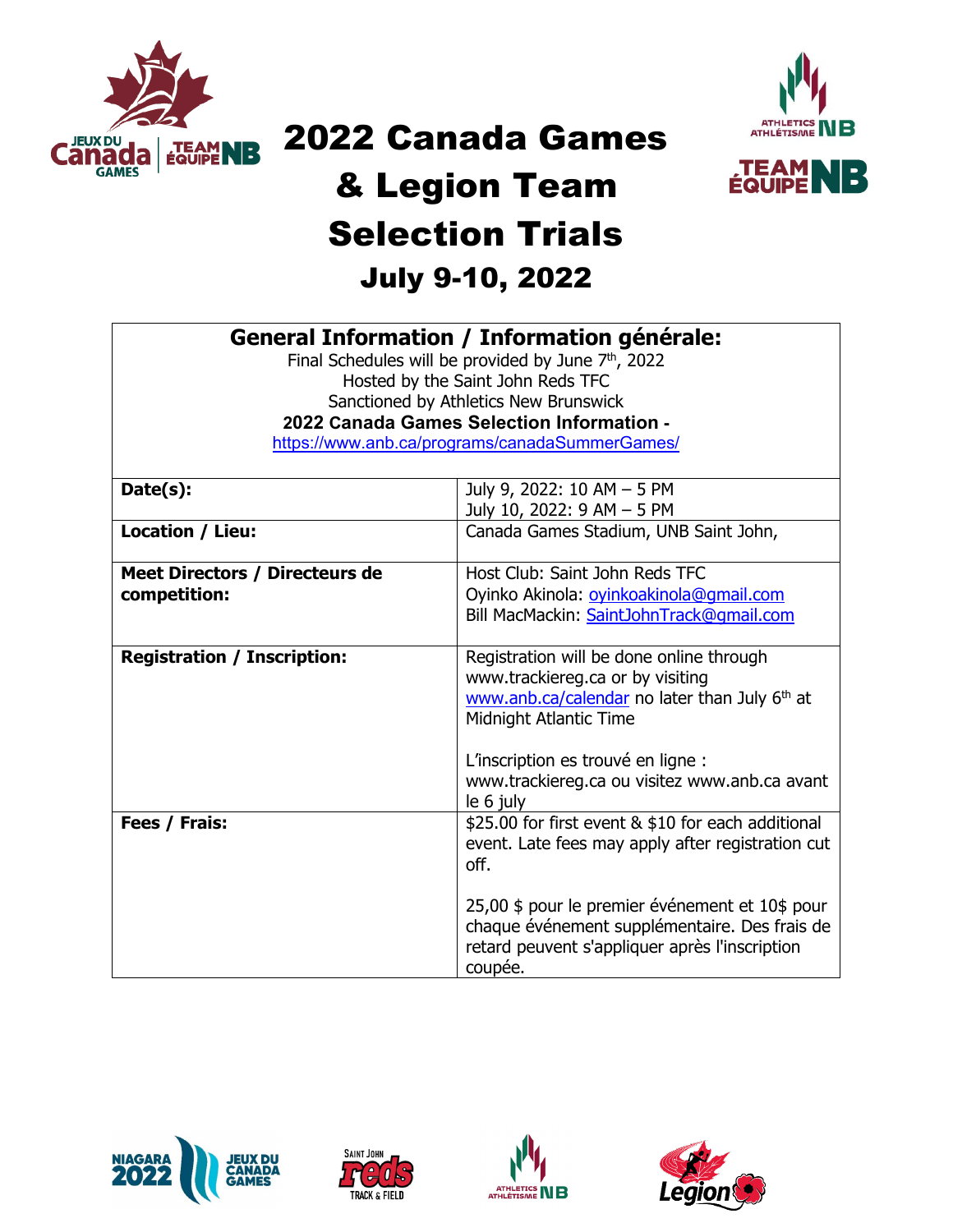# 2022 Canada Games & Legion Team Selection Trials

## July 9-10, 2022

| **General Information / Information générale:**<br>Final Schedules will be provided by June 7th, 2022<br>Hosted by the Saint John Reds TFC<br>Sanctioned by Athletics New Brunswick<br>**2022 Canada Games Selection Information -**<br>https://www.anb.ca/programs/canadaSummerGames/ | |
|---|---|
| **Date(s):** | July 9, 2022: 10 AM – 5 PM<br>July 10, 2022: 9 AM – 5 PM |
| **Location / Lieu:** | Canada Games Stadium, UNB Saint John, |
| **Meet Directors / Directeurs de competition:** | Host Club: Saint John Reds TFC<br>Oyinko Akinola: oyinkoakinola@gmail.com<br>Bill MacMackin: SaintJohnTrack@gmail.com |
| **Registration / Inscription:** | Registration will be done online through www.trackiereg.ca or by visiting www.anb.ca/calendar no later than July 6th at Midnight Atlantic Time<br><br>L'inscription es trouvé en ligne : www.trackiereg.ca ou visitez www.anb.ca avant le 6 july |
| **Fees / Frais:** | $25.00 for first event & $10 for each additional event. Late fees may apply after registration cut off.<br><br>25,00 $ pour le premier événement et 10$ pour chaque événement supplémentaire. Des frais de retard peuvent s'appliquer après l'inscription coupée. |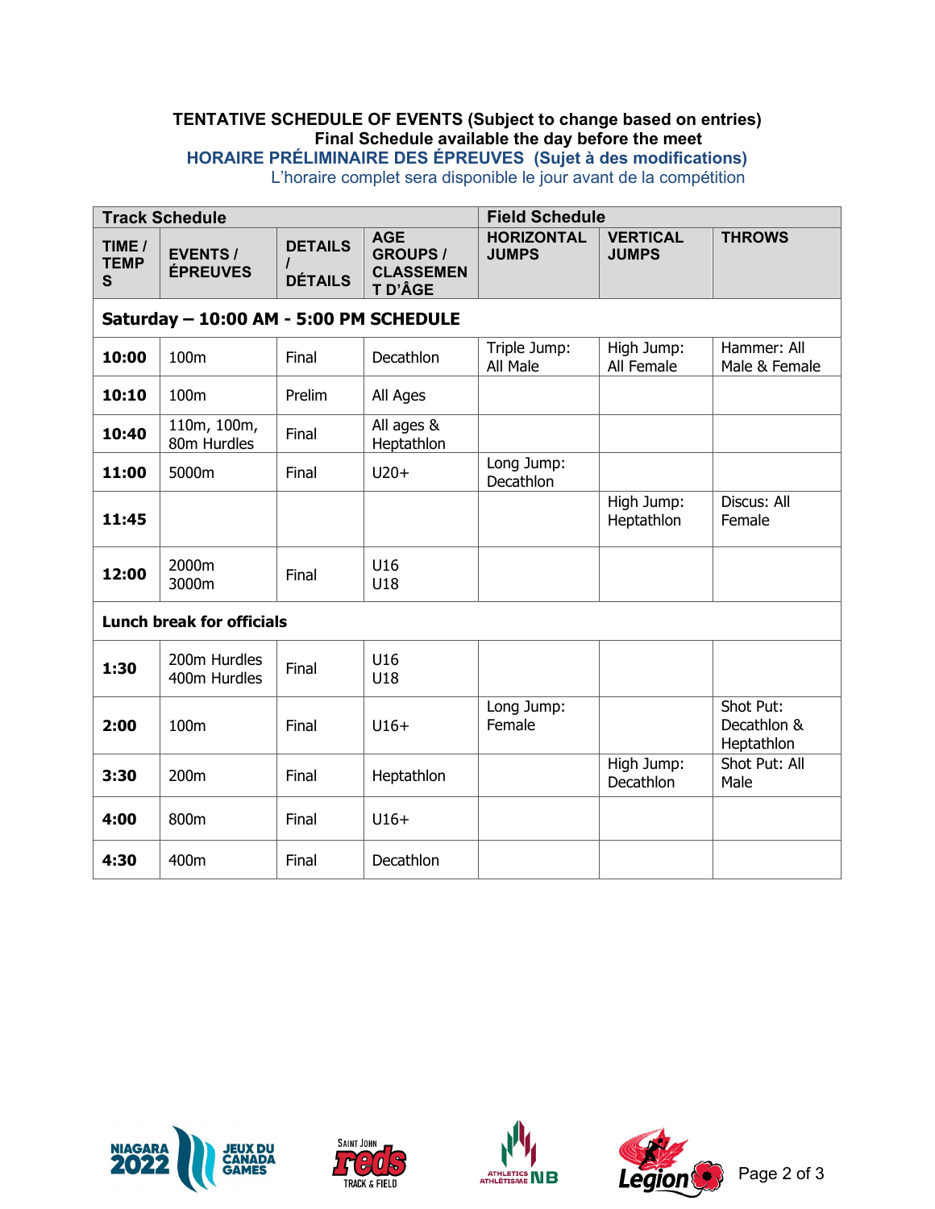**TENTATIVE SCHEDULE OF EVENTS (Subject to change based on entries)**
**Final Schedule available the day before the meet**
**HORAIRE PRÉLIMINAIRE DES ÉPREUVES (Sujet à des modifications)**
L'horaire complet sera disponible le jour avant de la compétition

| Track Schedule | | | | Field Schedule | | |
|---|---|---|---|---|---|---|
| **TIME / TEMPS** | **EVENTS / ÉPREUVES** | **DETAILS / DÉTAILS** | **AGE GROUPS / CLASSEMENT D'ÂGE** | **HORIZONTAL JUMPS** | **VERTICAL JUMPS** | **THROWS** |
| **Saturday – 10:00 AM - 5:00 PM SCHEDULE** | | | | | | |
| **10:00** | 100m | Final | Decathlon | Triple Jump: All Male | High Jump: All Female | Hammer: All Male & Female |
| **10:10** | 100m | Prelim | All Ages | | | |
| **10:40** | 110m, 100m, 80m Hurdles | Final | All ages & Heptathlon | | | |
| **11:00** | 5000m | Final | U20+ | Long Jump: Decathlon | | |
| **11:45** | | | | | High Jump: Heptathlon | Discus: All Female |
| **12:00** | 2000m 3000m | Final | U16 U18 | | | |
| **Lunch break for officials** | | | | | | |
| **1:30** | 200m Hurdles 400m Hurdles | Final | U16 U18 | | | |
| **2:00** | 100m | Final | U16+ | Long Jump: Female | | Shot Put: Decathlon & Heptathlon |
| **3:30** | 200m | Final | Heptathlon | | High Jump: Decathlon | Shot Put: All Male |
| **4:00** | 800m | Final | U16+ | | | |
| **4:30** | 400m | Final | Decathlon | | | |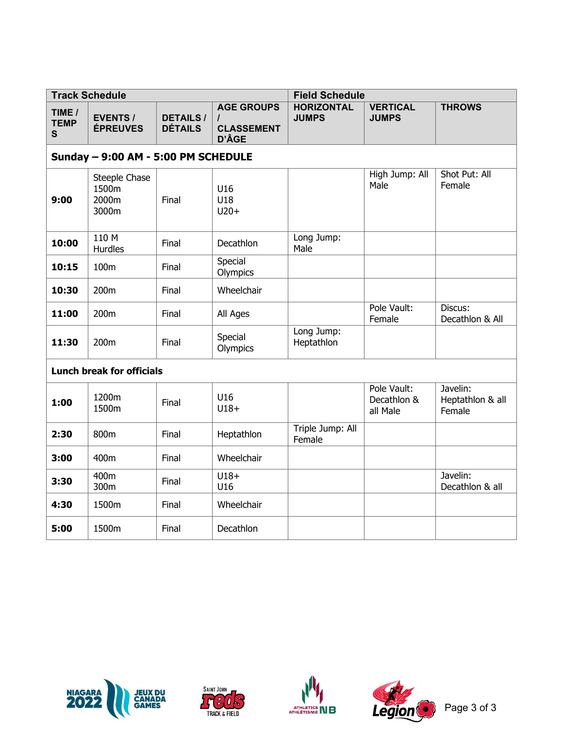| Track Schedule | | | | Field Schedule | | |
|---|---|---|---|---|---|---|
| **TIME / TEMPS** | **EVENTS / ÉPREUVES** | **DETAILS / DÉTAILS** | **AGE GROUPS / CLASSEMENT D'ÂGE** | **HORIZONTAL JUMPS** | **VERTICAL JUMPS** | **THROWS** |
| **Sunday – 9:00 AM - 5:00 PM SCHEDULE** | | | | | | |
| **9:00** | Steeple Chase 1500m 2000m 3000m | Final | U16 U18 U20+ | | High Jump: All Male | Shot Put: All Female |
| **10:00** | 110 M Hurdles | Final | Decathlon | Long Jump: Male | | |
| **10:15** | 100m | Final | Special Olympics | | | |
| **10:30** | 200m | Final | Wheelchair | | | |
| **11:00** | 200m | Final | All Ages | | Pole Vault: Female | Discus: Decathlon & All |
| **11:30** | 200m | Final | Special Olympics | Long Jump: Heptathlon | | |
| **Lunch break for officials** | | | | | | |
| **1:00** | 1200m 1500m | Final | U16 U18+ | | Pole Vault: Decathlon & all Male | Javelin: Heptathlon & all Female |
| **2:30** | 800m | Final | Heptathlon | Triple Jump: All Female | | |
| **3:00** | 400m | Final | Wheelchair | | | |
| **3:30** | 400m 300m | Final | U18+ U16 | | | Javelin: Decathlon & all |
| **4:30** | 1500m | Final | Wheelchair | | | |
| **5:00** | 1500m | Final | Decathlon | | | |